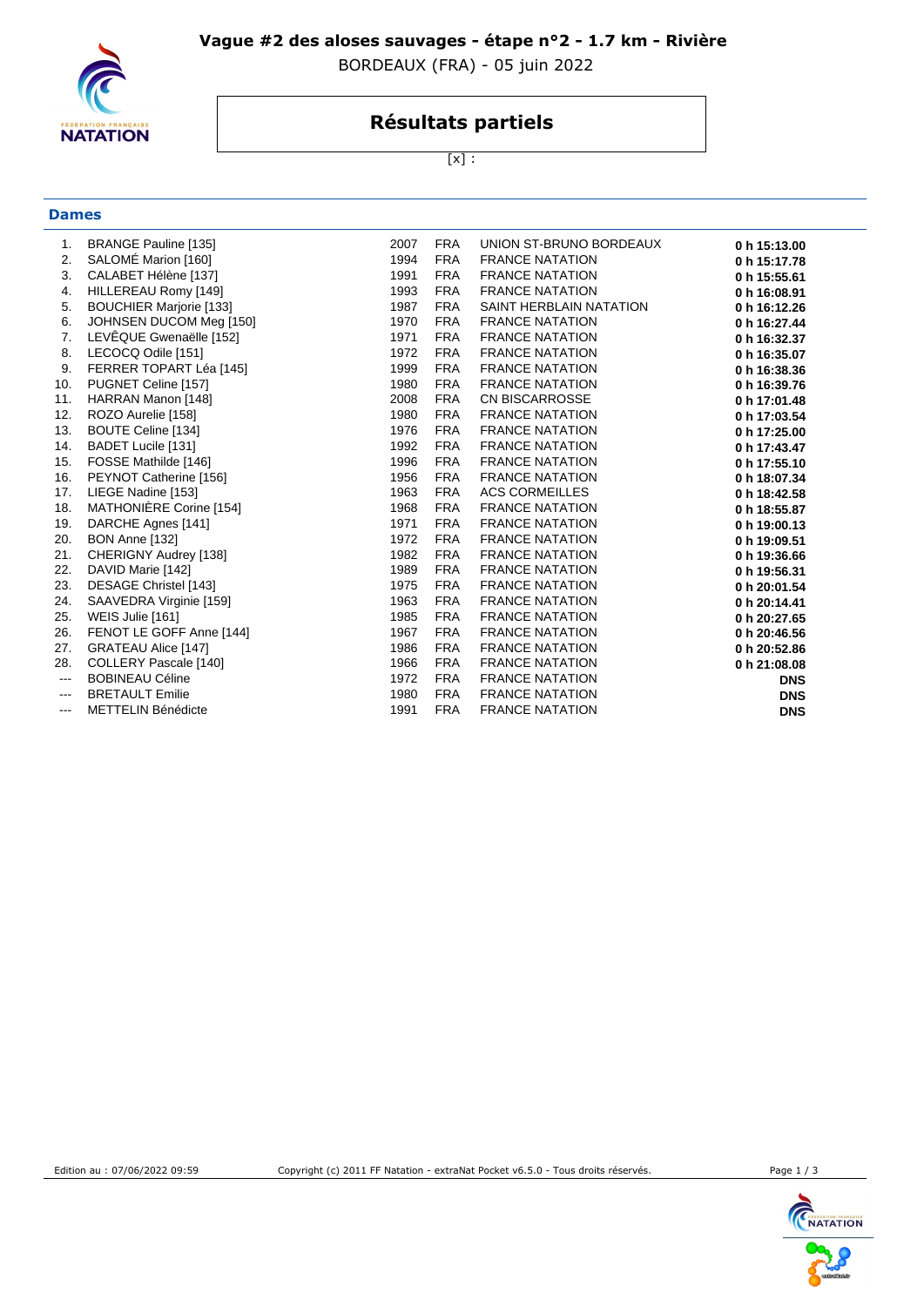# Vague #2 des aloses sauvages - étape n°2 - 1.7 km - Rivière

BORDEAUX (FRA) - 05 juin 2022

## Résultats partiels

[x] :

### Dames

| | | | | | |
|---|---|---|---|---|---|
| 1. | BRANGE Pauline [135] | 2007 | FRA | UNION ST-BRUNO BORDEAUX | **0 h 15:13.00** |
| 2. | SALOMÉ Marion [160] | 1994 | FRA | FRANCE NATATION | **0 h 15:17.78** |
| 3. | CALABET Hélène [137] | 1991 | FRA | FRANCE NATATION | **0 h 15:55.61** |
| 4. | HILLEREAU Romy [149] | 1993 | FRA | FRANCE NATATION | **0 h 16:08.91** |
| 5. | BOUCHIER Marjorie [133] | 1987 | FRA | SAINT HERBLAIN NATATION | **0 h 16:12.26** |
| 6. | JOHNSEN DUCOM Meg [150] | 1970 | FRA | FRANCE NATATION | **0 h 16:27.44** |
| 7. | LEVÊQUE Gwenaëlle [152] | 1971 | FRA | FRANCE NATATION | **0 h 16:32.37** |
| 8. | LECOCQ Odile [151] | 1972 | FRA | FRANCE NATATION | **0 h 16:35.07** |
| 9. | FERRER TOPART Léa [145] | 1999 | FRA | FRANCE NATATION | **0 h 16:38.36** |
| 10. | PUGNET Celine [157] | 1980 | FRA | FRANCE NATATION | **0 h 16:39.76** |
| 11. | HARRAN Manon [148] | 2008 | FRA | CN BISCARROSSE | **0 h 17:01.48** |
| 12. | ROZO Aurelie [158] | 1980 | FRA | FRANCE NATATION | **0 h 17:03.54** |
| 13. | BOUTE Celine [134] | 1976 | FRA | FRANCE NATATION | **0 h 17:25.00** |
| 14. | BADET Lucile [131] | 1992 | FRA | FRANCE NATATION | **0 h 17:43.47** |
| 15. | FOSSE Mathilde [146] | 1996 | FRA | FRANCE NATATION | **0 h 17:55.10** |
| 16. | PEYNOT Catherine [156] | 1956 | FRA | FRANCE NATATION | **0 h 18:07.34** |
| 17. | LIEGE Nadine [153] | 1963 | FRA | ACS CORMEILLES | **0 h 18:42.58** |
| 18. | MATHONIÈRE Corine [154] | 1968 | FRA | FRANCE NATATION | **0 h 18:55.87** |
| 19. | DARCHE Agnes [141] | 1971 | FRA | FRANCE NATATION | **0 h 19:00.13** |
| 20. | BON Anne [132] | 1972 | FRA | FRANCE NATATION | **0 h 19:09.51** |
| 21. | CHERIGNY Audrey [138] | 1982 | FRA | FRANCE NATATION | **0 h 19:36.66** |
| 22. | DAVID Marie [142] | 1989 | FRA | FRANCE NATATION | **0 h 19:56.31** |
| 23. | DESAGE Christel [143] | 1975 | FRA | FRANCE NATATION | **0 h 20:01.54** |
| 24. | SAAVEDRA Virginie [159] | 1963 | FRA | FRANCE NATATION | **0 h 20:14.41** |
| 25. | WEIS Julie [161] | 1985 | FRA | FRANCE NATATION | **0 h 20:27.65** |
| 26. | FENOT LE GOFF Anne [144] | 1967 | FRA | FRANCE NATATION | **0 h 20:46.56** |
| 27. | GRATEAU Alice [147] | 1986 | FRA | FRANCE NATATION | **0 h 20:52.86** |
| 28. | COLLERY Pascale [140] | 1966 | FRA | FRANCE NATATION | **0 h 21:08.08** |
| --- | BOBINEAU Céline | 1972 | FRA | FRANCE NATATION | **DNS** |
| --- | BRETAULT Emilie | 1980 | FRA | FRANCE NATATION | **DNS** |
| --- | METTELIN Bénédicte | 1991 | FRA | FRANCE NATATION | **DNS** |

Edition au : 07/06/2022 09:59 Copyright (c) 2011 FF Natation - extraNat Pocket v6.5.0 - Tous droits réservés.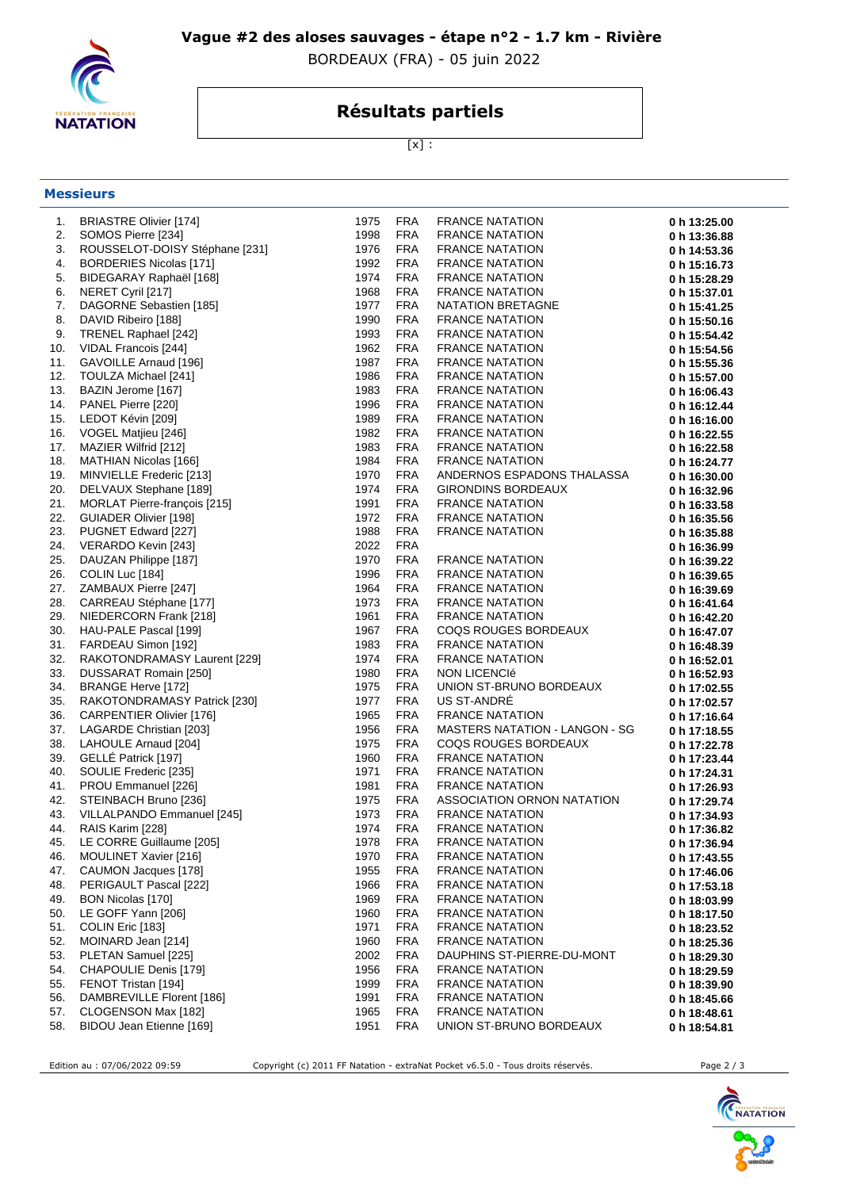**Vague #2 des aloses sauvages - étape n°2 - 1.7 km - Rivière**

BORDEAUX (FRA) - 05 juin 2022

# Résultats partiels

[x] :

## Messieurs

| | | | | | |
|---|---|---|---|---|---|
| 1. | BRIASTRE Olivier [174] | 1975 | FRA | FRANCE NATATION | **0 h 13:25.00** |
| 2. | SOMOS Pierre [234] | 1998 | FRA | FRANCE NATATION | **0 h 13:36.88** |
| 3. | ROUSSELOT-DOISY Stéphane [231] | 1976 | FRA | FRANCE NATATION | **0 h 14:53.36** |
| 4. | BORDERIES Nicolas [171] | 1992 | FRA | FRANCE NATATION | **0 h 15:16.73** |
| 5. | BIDEGARAY Raphaël [168] | 1974 | FRA | FRANCE NATATION | **0 h 15:28.29** |
| 6. | NERET Cyril [217] | 1968 | FRA | FRANCE NATATION | **0 h 15:37.01** |
| 7. | DAGORNE Sebastien [185] | 1977 | FRA | NATATION BRETAGNE | **0 h 15:41.25** |
| 8. | DAVID Ribeiro [188] | 1990 | FRA | FRANCE NATATION | **0 h 15:50.16** |
| 9. | TRENEL Raphael [242] | 1993 | FRA | FRANCE NATATION | **0 h 15:54.42** |
| 10. | VIDAL Francois [244] | 1962 | FRA | FRANCE NATATION | **0 h 15:54.56** |
| 11. | GAVOILLE Arnaud [196] | 1987 | FRA | FRANCE NATATION | **0 h 15:55.36** |
| 12. | TOULZA Michael [241] | 1986 | FRA | FRANCE NATATION | **0 h 15:57.00** |
| 13. | BAZIN Jerome [167] | 1983 | FRA | FRANCE NATATION | **0 h 16:06.43** |
| 14. | PANEL Pierre [220] | 1996 | FRA | FRANCE NATATION | **0 h 16:12.44** |
| 15. | LEDOT Kévin [209] | 1989 | FRA | FRANCE NATATION | **0 h 16:16.00** |
| 16. | VOGEL Matjieu [246] | 1982 | FRA | FRANCE NATATION | **0 h 16:22.55** |
| 17. | MAZIER Wilfrid [212] | 1983 | FRA | FRANCE NATATION | **0 h 16:22.58** |
| 18. | MATHIAN Nicolas [166] | 1984 | FRA | FRANCE NATATION | **0 h 16:24.77** |
| 19. | MINVIELLE Frederic [213] | 1970 | FRA | ANDERNOS ESPADONS THALASSA | **0 h 16:30.00** |
| 20. | DELVAUX Stephane [189] | 1974 | FRA | GIRONDINS BORDEAUX | **0 h 16:32.96** |
| 21. | MORLAT Pierre-françois [215] | 1991 | FRA | FRANCE NATATION | **0 h 16:33.58** |
| 22. | GUIADER Olivier [198] | 1972 | FRA | FRANCE NATATION | **0 h 16:35.56** |
| 23. | PUGNET Edward [227] | 1988 | FRA | FRANCE NATATION | **0 h 16:35.88** |
| 24. | VERARDO Kevin [243] | 2022 | FRA | | **0 h 16:36.99** |
| 25. | DAUZAN Philippe [187] | 1970 | FRA | FRANCE NATATION | **0 h 16:39.22** |
| 26. | COLIN Luc [184] | 1996 | FRA | FRANCE NATATION | **0 h 16:39.65** |
| 27. | ZAMBAUX Pierre [247] | 1964 | FRA | FRANCE NATATION | **0 h 16:39.69** |
| 28. | CARREAU Stéphane [177] | 1973 | FRA | FRANCE NATATION | **0 h 16:41.64** |
| 29. | NIEDERCORN Frank [218] | 1961 | FRA | FRANCE NATATION | **0 h 16:42.20** |
| 30. | HAU-PALE Pascal [199] | 1967 | FRA | COQS ROUGES BORDEAUX | **0 h 16:47.07** |
| 31. | FARDEAU Simon [192] | 1983 | FRA | FRANCE NATATION | **0 h 16:48.39** |
| 32. | RAKOTONDRAMASY Laurent [229] | 1974 | FRA | FRANCE NATATION | **0 h 16:52.01** |
| 33. | DUSSARAT Romain [250] | 1980 | FRA | NON LICENCIé | **0 h 16:52.93** |
| 34. | BRANGE Herve [172] | 1975 | FRA | UNION ST-BRUNO BORDEAUX | **0 h 17:02.55** |
| 35. | RAKOTONDRAMASY Patrick [230] | 1977 | FRA | US ST-ANDRÉ | **0 h 17:02.57** |
| 36. | CARPENTIER Olivier [176] | 1965 | FRA | FRANCE NATATION | **0 h 17:16.64** |
| 37. | LAGARDE Christian [203] | 1956 | FRA | MASTERS NATATION - LANGON - SG | **0 h 17:18.55** |
| 38. | LAHOULE Arnaud [204] | 1975 | FRA | COQS ROUGES BORDEAUX | **0 h 17:22.78** |
| 39. | GELLÉ Patrick [197] | 1960 | FRA | FRANCE NATATION | **0 h 17:23.44** |
| 40. | SOULIE Frederic [235] | 1971 | FRA | FRANCE NATATION | **0 h 17:24.31** |
| 41. | PROU Emmanuel [226] | 1981 | FRA | FRANCE NATATION | **0 h 17:26.93** |
| 42. | STEINBACH Bruno [236] | 1975 | FRA | ASSOCIATION ORNON NATATION | **0 h 17:29.74** |
| 43. | VILLALPANDO Emmanuel [245] | 1973 | FRA | FRANCE NATATION | **0 h 17:34.93** |
| 44. | RAIS Karim [228] | 1974 | FRA | FRANCE NATATION | **0 h 17:36.82** |
| 45. | LE CORRE Guillaume [205] | 1978 | FRA | FRANCE NATATION | **0 h 17:36.94** |
| 46. | MOULINET Xavier [216] | 1970 | FRA | FRANCE NATATION | **0 h 17:43.55** |
| 47. | CAUMON Jacques [178] | 1955 | FRA | FRANCE NATATION | **0 h 17:46.06** |
| 48. | PERIGAULT Pascal [222] | 1966 | FRA | FRANCE NATATION | **0 h 17:53.18** |
| 49. | BON Nicolas [170] | 1969 | FRA | FRANCE NATATION | **0 h 18:03.99** |
| 50. | LE GOFF Yann [206] | 1960 | FRA | FRANCE NATATION | **0 h 18:17.50** |
| 51. | COLIN Eric [183] | 1971 | FRA | FRANCE NATATION | **0 h 18:23.52** |
| 52. | MOINARD Jean [214] | 1960 | FRA | FRANCE NATATION | **0 h 18:25.36** |
| 53. | PLETAN Samuel [225] | 2002 | FRA | DAUPHINS ST-PIERRE-DU-MONT | **0 h 18:29.30** |
| 54. | CHAPOULIE Denis [179] | 1956 | FRA | FRANCE NATATION | **0 h 18:29.59** |
| 55. | FENOT Tristan [194] | 1999 | FRA | FRANCE NATATION | **0 h 18:39.90** |
| 56. | DAMBREVILLE Florent [186] | 1991 | FRA | FRANCE NATATION | **0 h 18:45.66** |
| 57. | CLOGENSON Max [182] | 1965 | FRA | FRANCE NATATION | **0 h 18:48.61** |
| 58. | BIDOU Jean Etienne [169] | 1951 | FRA | UNION ST-BRUNO BORDEAUX | **0 h 18:54.81** |

Edition au : 07/06/2022 09:59 — Copyright (c) 2011 FF Natation - extraNat Pocket v6.5.0 - Tous droits réservés.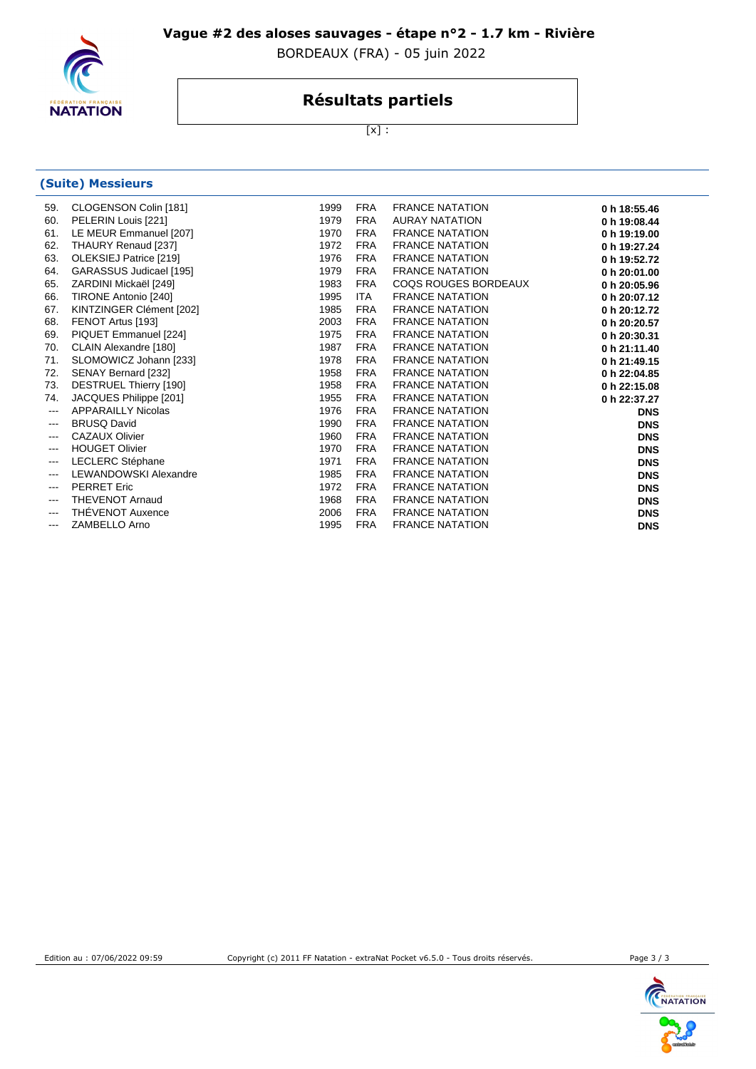# Vague #2 des aloses sauvages - étape n°2 - 1.7 km - Rivière

BORDEAUX (FRA) - 05 juin 2022

## Résultats partiels

[x] :

### (Suite) Messieurs

| | | | | | |
|---|---|---|---|---|---|
| 59. | CLOGENSON Colin [181] | 1999 | FRA | FRANCE NATATION | **0 h 18:55.46** |
| 60. | PELERIN Louis [221] | 1979 | FRA | AURAY NATATION | **0 h 19:08.44** |
| 61. | LE MEUR Emmanuel [207] | 1970 | FRA | FRANCE NATATION | **0 h 19:19.00** |
| 62. | THAURY Renaud [237] | 1972 | FRA | FRANCE NATATION | **0 h 19:27.24** |
| 63. | OLEKSIEJ Patrice [219] | 1976 | FRA | FRANCE NATATION | **0 h 19:52.72** |
| 64. | GARASSUS Judicael [195] | 1979 | FRA | FRANCE NATATION | **0 h 20:01.00** |
| 65. | ZARDINI Mickaël [249] | 1983 | FRA | COQS ROUGES BORDEAUX | **0 h 20:05.96** |
| 66. | TIRONE Antonio [240] | 1995 | ITA | FRANCE NATATION | **0 h 20:07.12** |
| 67. | KINTZINGER Clément [202] | 1985 | FRA | FRANCE NATATION | **0 h 20:12.72** |
| 68. | FENOT Artus [193] | 2003 | FRA | FRANCE NATATION | **0 h 20:20.57** |
| 69. | PIQUET Emmanuel [224] | 1975 | FRA | FRANCE NATATION | **0 h 20:30.31** |
| 70. | CLAIN Alexandre [180] | 1987 | FRA | FRANCE NATATION | **0 h 21:11.40** |
| 71. | SLOMOWICZ Johann [233] | 1978 | FRA | FRANCE NATATION | **0 h 21:49.15** |
| 72. | SENAY Bernard [232] | 1958 | FRA | FRANCE NATATION | **0 h 22:04.85** |
| 73. | DESTRUEL Thierry [190] | 1958 | FRA | FRANCE NATATION | **0 h 22:15.08** |
| 74. | JACQUES Philippe [201] | 1955 | FRA | FRANCE NATATION | **0 h 22:37.27** |
| --- | APPARAILLY Nicolas | 1976 | FRA | FRANCE NATATION | **DNS** |
| --- | BRUSQ David | 1990 | FRA | FRANCE NATATION | **DNS** |
| --- | CAZAUX Olivier | 1960 | FRA | FRANCE NATATION | **DNS** |
| --- | HOUGET Olivier | 1970 | FRA | FRANCE NATATION | **DNS** |
| --- | LECLERC Stéphane | 1971 | FRA | FRANCE NATATION | **DNS** |
| --- | LEWANDOWSKI Alexandre | 1985 | FRA | FRANCE NATATION | **DNS** |
| --- | PERRET Eric | 1972 | FRA | FRANCE NATATION | **DNS** |
| --- | THEVENOT Arnaud | 1968 | FRA | FRANCE NATATION | **DNS** |
| --- | THÉVENOT Auxence | 2006 | FRA | FRANCE NATATION | **DNS** |
| --- | ZAMBELLO Arno | 1995 | FRA | FRANCE NATATION | **DNS** |

Edition au : 07/06/2022 09:59 Copyright (c) 2011 FF Natation - extraNat Pocket v6.5.0 - Tous droits réservés.